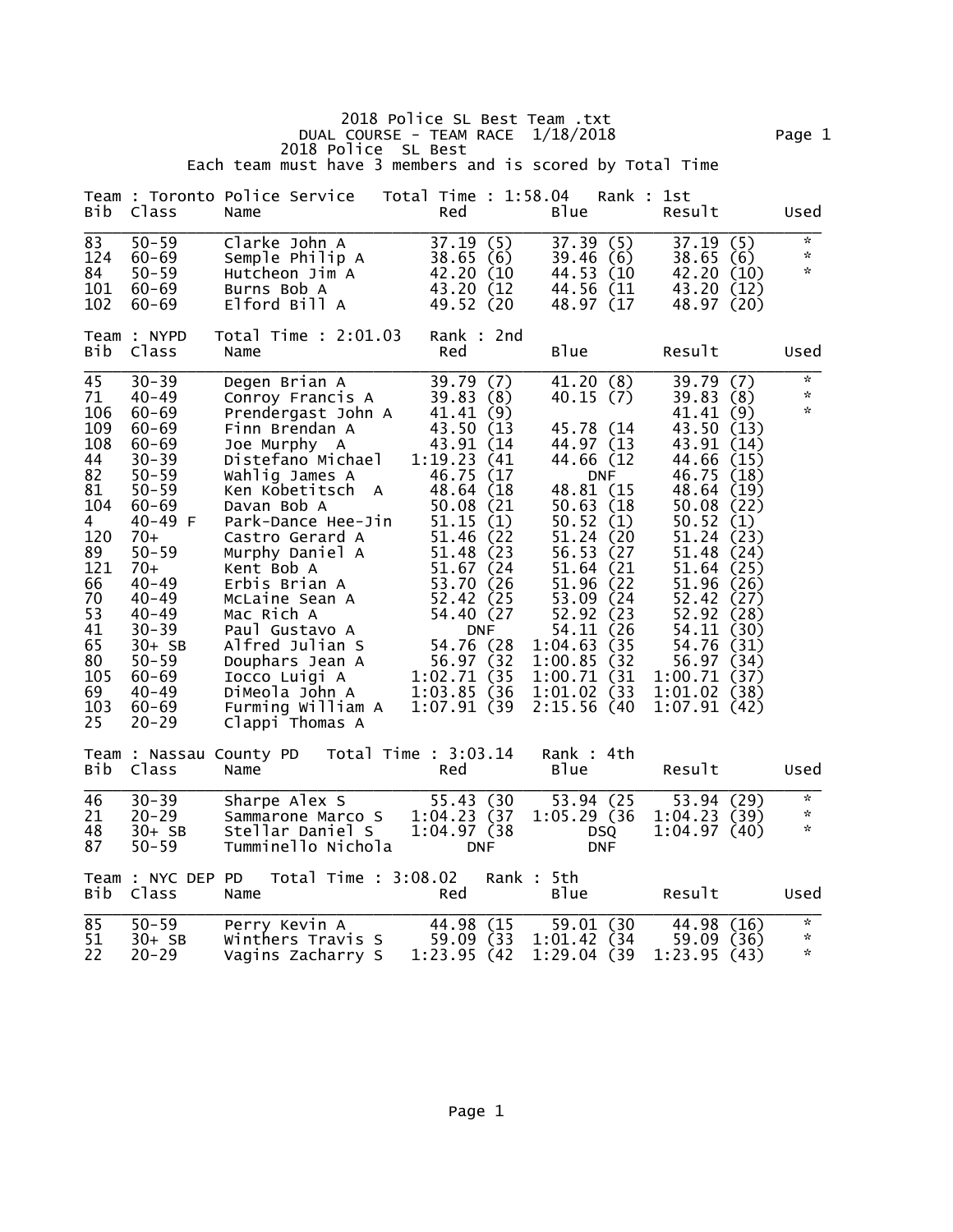# 2018 Police SL Best Team .txt

DUAL COURSE - TEAM RACE 1/18/2018

2018 Police SL Best

Each team must have 3 members and is scored by Total Time

## Team : Toronto Police Service Total Time : 1:58.04 Rank : 1st

| Bib | Class | Name | Red | Blue | Result | Used |
|---|---|---|---|---|---|---|
| 83 | 50-59 | Clarke John A | 37.19 (5) | 37.39 (5) | 37.19 (5) | * |
| 124 | 60-69 | Semple Philip A | 38.65 (6) | 39.46 (6) | 38.65 (6) | * |
| 84 | 50-59 | Hutcheon Jim A | 42.20 (10 | 44.53 (10 | 42.20 (10) | * |
| 101 | 60-69 | Burns Bob A | 43.20 (12 | 44.56 (11 | 43.20 (12) | |
| 102 | 60-69 | Elford Bill A | 49.52 (20 | 48.97 (17 | 48.97 (20) | |

## Team : NYPD Total Time : 2:01.03 Rank : 2nd

| Bib | Class | Name | Red | Blue | Result | Used |
|---|---|---|---|---|---|---|
| 45 | 30-39 | Degen Brian A | 39.79 (7) | 41.20 (8) | 39.79 (7) | * |
| 71 | 40-49 | Conroy Francis A | 39.83 (8) | 40.15 (7) | 39.83 (8) | * |
| 106 | 60-69 | Prendergast John A | 41.41 (9) | | 41.41 (9) | * |
| 109 | 60-69 | Finn Brendan A | 43.50 (13 | 45.78 (14 | 43.50 (13) | |
| 108 | 60-69 | Joe Murphy A | 43.91 (14 | 44.97 (13 | 43.91 (14) | |
| 44 | 30-39 | Distefano Michael | 1:19.23 (41 | 44.66 (12 | 44.66 (15) | |
| 82 | 50-59 | Wahlig James A | 46.75 (17 | DNF | 46.75 (18) | |
| 81 | 50-59 | Ken Kobetitsch A | 48.64 (18 | 48.81 (15 | 48.64 (19) | |
| 104 | 60-69 | Davan Bob A | 50.08 (21 | 50.63 (18 | 50.08 (22) | |
| 4 | 40-49 F | Park-Dance Hee-Jin | 51.15 (1) | 50.52 (1) | 50.52 (1) | |
| 120 | 70+ | Castro Gerard A | 51.46 (22 | 51.24 (20 | 51.24 (23) | |
| 89 | 50-59 | Murphy Daniel A | 51.48 (23 | 56.53 (27 | 51.48 (24) | |
| 121 | 70+ | Kent Bob A | 51.67 (24 | 51.64 (21 | 51.64 (25) | |
| 66 | 40-49 | Erbis Brian A | 53.70 (26 | 51.96 (22 | 51.96 (26) | |
| 70 | 40-49 | McLaine Sean A | 52.42 (25 | 53.09 (24 | 52.42 (27) | |
| 53 | 40-49 | Mac Rich A | 54.40 (27 | 52.92 (23 | 52.92 (28) | |
| 41 | 30-39 | Paul Gustavo A | DNF | 54.11 (26 | 54.11 (30) | |
| 65 | 30+ SB | Alfred Julian S | 54.76 (28 | 1:04.63 (35 | 54.76 (31) | |
| 80 | 50-59 | Douphars Jean A | 56.97 (32 | 1:00.85 (32 | 56.97 (34) | |
| 105 | 60-69 | Iocco Luigi A | 1:02.71 (35 | 1:00.71 (31 | 1:00.71 (37) | |
| 69 | 40-49 | DiMeola John A | 1:03.85 (36 | 1:01.02 (33 | 1:01.02 (38) | |
| 103 | 60-69 | Furming William A | 1:07.91 (39 | 2:15.56 (40 | 1:07.91 (42) | |
| 25 | 20-29 | Clappi Thomas A | | | | |

## Team : Nassau County PD Total Time : 3:03.14 Rank : 4th

| Bib | Class | Name | Red | Blue | Result | Used |
|---|---|---|---|---|---|---|
| 46 | 30-39 | Sharpe Alex S | 55.43 (30 | 53.94 (25 | 53.94 (29) | * |
| 21 | 20-29 | Sammarone Marco S | 1:04.23 (37 | 1:05.29 (36 | 1:04.23 (39) | * |
| 48 | 30+ SB | Stellar Daniel S | 1:04.97 (38 | DSQ | 1:04.97 (40) | * |
| 87 | 50-59 | Tumminello Nichola | DNF | DNF | | |

## Team : NYC DEP PD Total Time : 3:08.02 Rank : 5th

| Bib | Class | Name | Red | Blue | Result | Used |
|---|---|---|---|---|---|---|
| 85 | 50-59 | Perry Kevin A | 44.98 (15 | 59.01 (30 | 44.98 (16) | * |
| 51 | 30+ SB | Winthers Travis S | 59.09 (33 | 1:01.42 (34 | 59.09 (36) | * |
| 22 | 20-29 | Vagins Zacharry S | 1:23.95 (42 | 1:29.04 (39 | 1:23.95 (43) | * |